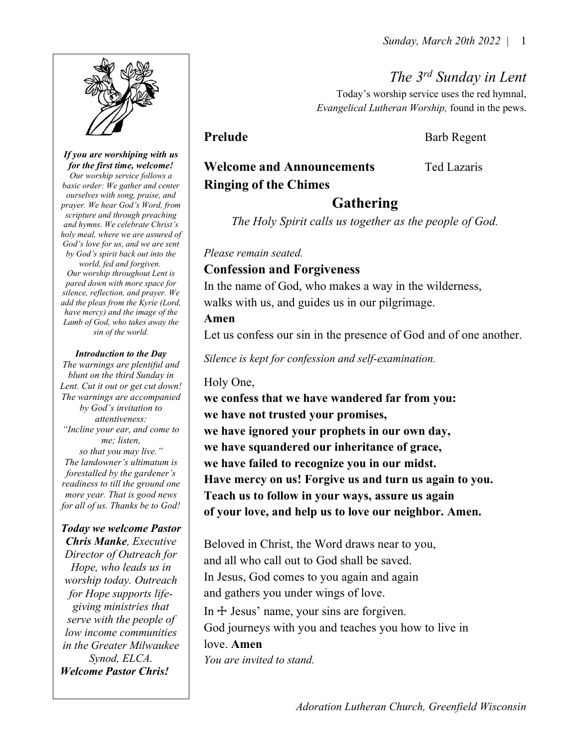# The 3rd Sunday in Lent

Today's worship service uses the red hymnal, *Evangelical Lutheran Worship,* found in the pews.

***If you are worshiping with us for the first time, welcome!***
*Our worship service follows a basic order: We gather and center ourselves with song, praise, and prayer. We hear God's Word, from scripture and through preaching and hymns. We celebrate Christ's holy meal, where we are assured of God's love for us, and we are sent by God's spirit back out into the world, fed and forgiven.*
*Our worship throughout Lent is pared down with more space for silence, reflection, and prayer. We add the pleas from the Kyrie (Lord, have mercy) and the image of the Lamb of God, who takes away the sin of the world.*

***Introduction to the Day***
*The warnings are plentiful and blunt on the third Sunday in Lent. Cut it out or get cut down! The warnings are accompanied by God's invitation to attentiveness:*
*"Incline your ear, and come to me; listen,*
*so that you may live."*
*The landowner's ultimatum is forestalled by the gardener's readiness to till the ground one more year. That is good news for all of us. Thanks be to God!*

***Today we welcome Pastor Chris Manke****, Executive Director of Outreach for Hope, who leads us in worship today. Outreach for Hope supports life-giving ministries that serve with the people of low income communities in the Greater Milwaukee Synod, ELCA.*
***Welcome Pastor Chris!***

**Prelude** Barb Regent

**Welcome and Announcements** Ted Lazaris

**Ringing of the Chimes**

## Gathering

*The Holy Spirit calls us together as the people of God.*

*Please remain seated.*

### Confession and Forgiveness

In the name of God, who makes a way in the wilderness,
walks with us, and guides us in our pilgrimage.
**Amen**

Let us confess our sin in the presence of God and of one another.

*Silence is kept for confession and self-examination.*

Holy One,
**we confess that we have wandered far from you:**
**we have not trusted your promises,**
**we have ignored your prophets in our own day,**
**we have squandered our inheritance of grace,**
**we have failed to recognize you in our midst.**
**Have mercy on us! Forgive us and turn us again to you.**
**Teach us to follow in your ways, assure us again**
**of your love, and help us to love our neighbor. Amen.**

Beloved in Christ, the Word draws near to you,
and all who call out to God shall be saved.
In Jesus, God comes to you again and again
and gathers you under wings of love.
In ☩ Jesus' name, your sins are forgiven.
God journeys with you and teaches you how to live in love. **Amen**

*You are invited to stand.*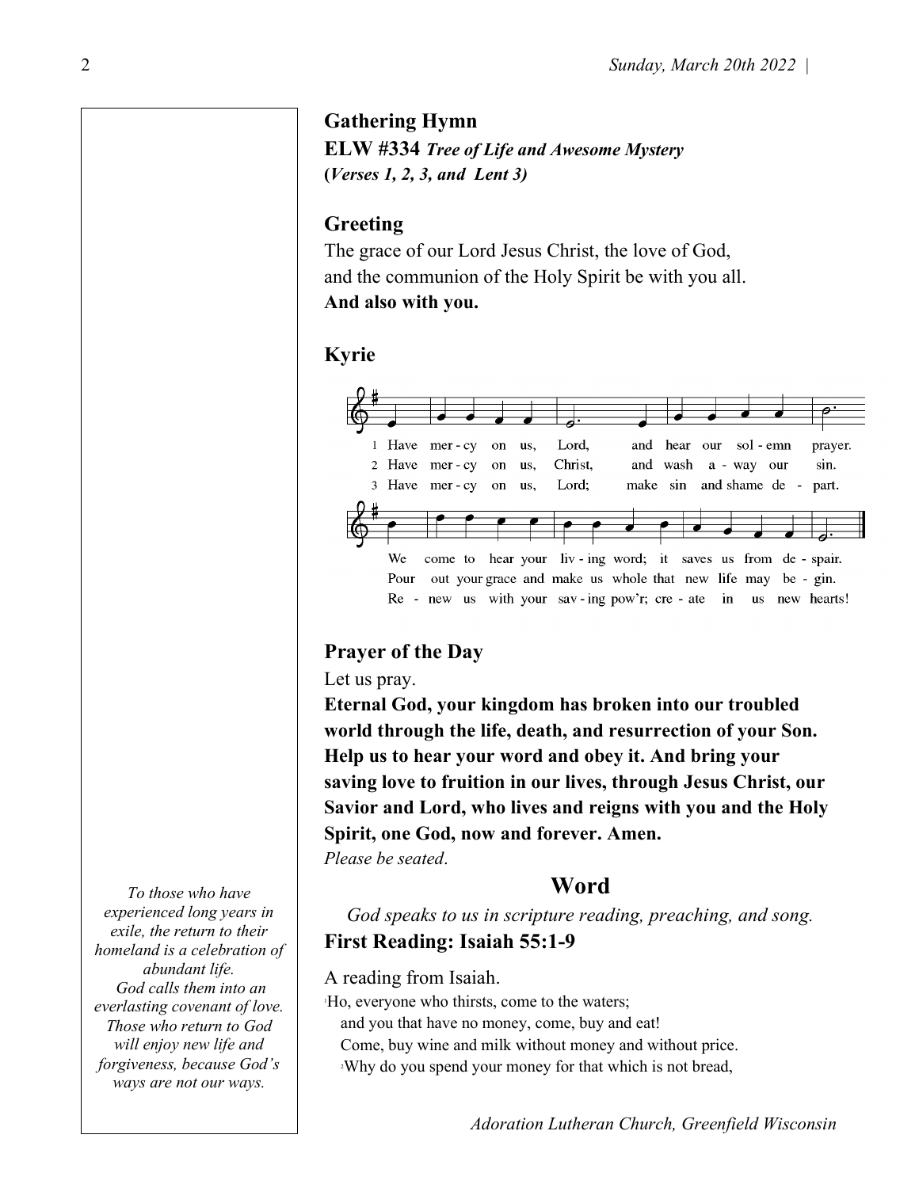## Gathering Hymn

**ELW #334** ***Tree of Life and Awesome Mystery***
**(*Verses 1, 2, 3, and Lent 3*)**

## Greeting

The grace of our Lord Jesus Christ, the love of God,
and the communion of the Holy Spirit be with you all.
**And also with you.**

## Kyrie

1 Have mer-cy on us, Lord, and hear our sol-emn prayer. We come to hear your liv-ing word; it saves us from de-spair.
2 Have mer-cy on us, Christ, and wash a-way our sin. Pour out your grace and make us whole that new life may be-gin.
3 Have mer-cy on us, Lord; make sin and shame de-part. Re-new us with your sav-ing pow'r; cre-ate in us new hearts!

## Prayer of the Day

Let us pray.
**Eternal God, your kingdom has broken into our troubled world through the life, death, and resurrection of your Son. Help us to hear your word and obey it. And bring your saving love to fruition in our lives, through Jesus Christ, our Savior and Lord, who lives and reigns with you and the Holy Spirit, one God, now and forever. Amen.**
*Please be seated*.

# Word

*God speaks to us in scripture reading, preaching, and song.*

## First Reading: Isaiah 55:1-9

*To those who have experienced long years in exile, the return to their homeland is a celebration of abundant life. God calls them into an everlasting covenant of love. Those who return to God will enjoy new life and forgiveness, because God's ways are not our ways.*

A reading from Isaiah.
[1]Ho, everyone who thirsts, come to the waters;
and you that have no money, come, buy and eat!
Come, buy wine and milk without money and without price.
[2]Why do you spend your money for that which is not bread,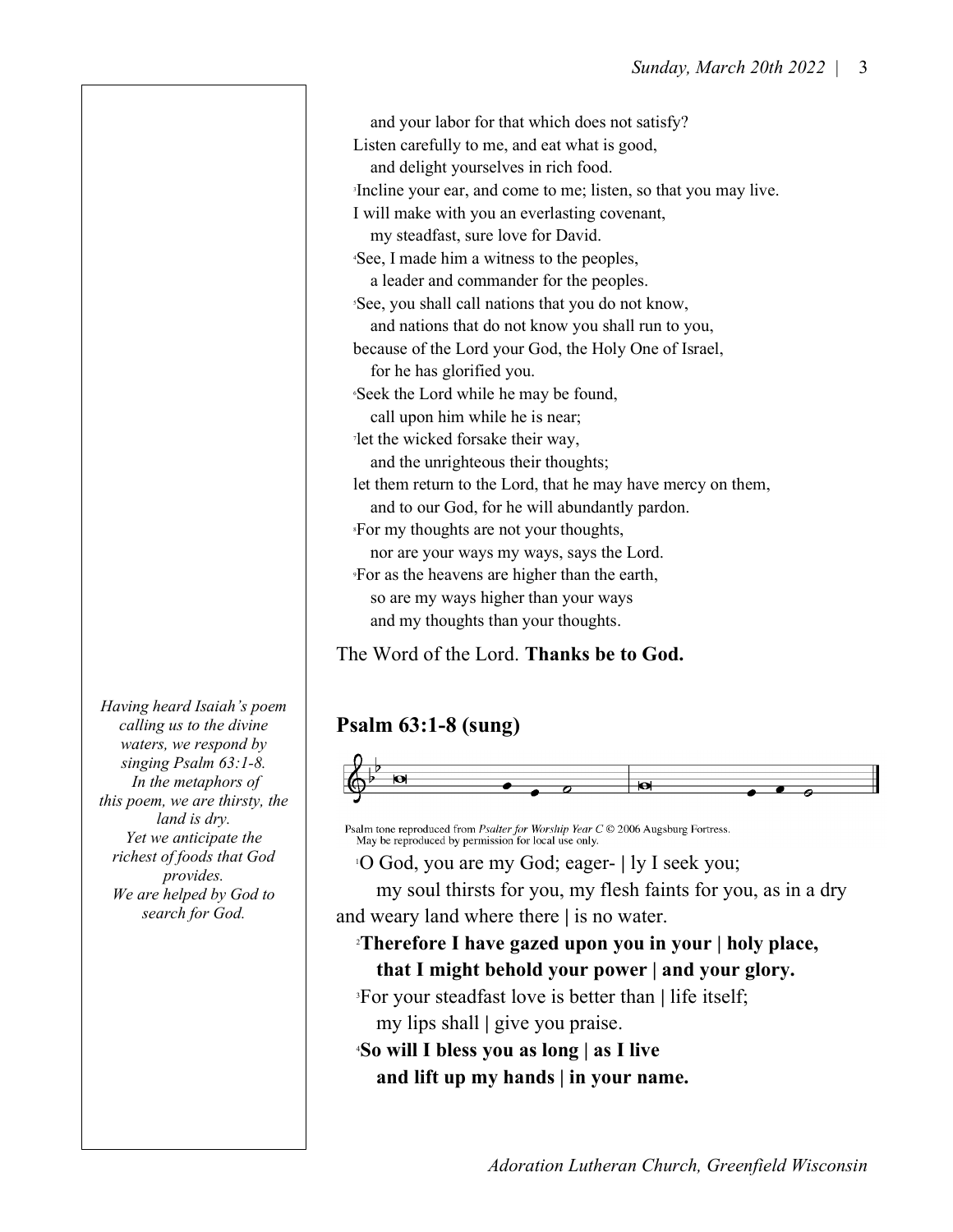and your labor for that which does not satisfy?
Listen carefully to me, and eat what is good,
and delight yourselves in rich food.
[3]Incline your ear, and come to me; listen, so that you may live.
I will make with you an everlasting covenant,
my steadfast, sure love for David.
[4]See, I made him a witness to the peoples,
a leader and commander for the peoples.
[5]See, you shall call nations that you do not know,
and nations that do not know you shall run to you,
because of the Lord your God, the Holy One of Israel,
for he has glorified you.
[6]Seek the Lord while he may be found,
call upon him while he is near;
[7]let the wicked forsake their way,
and the unrighteous their thoughts;
let them return to the Lord, that he may have mercy on them,
and to our God, for he will abundantly pardon.
[8]For my thoughts are not your thoughts,
nor are your ways my ways, says the Lord.
[9]For as the heavens are higher than the earth,
so are my ways higher than your ways
and my thoughts than your thoughts.

The Word of the Lord. **Thanks be to God.**

*Having heard Isaiah's poem calling us to the divine waters, we respond by singing Psalm 63:1-8. In the metaphors of this poem, we are thirsty, the land is dry. Yet we anticipate the richest of foods that God provides. We are helped by God to search for God.*

## Psalm 63:1-8 (sung)

Psalm tone reproduced from *Psalter for Worship Year C* © 2006 Augsburg Fortress. May be reproduced by permission for local use only.

[1]O God, you are my God; eager- | ly I seek you;
my soul thirsts for you, my flesh faints for you, as in a dry and weary land where there | is no water.

**[2]Therefore I have gazed upon you in your | holy place,**
**that I might behold your power | and your glory.**

[3]For your steadfast love is better than | life itself;
my lips shall | give you praise.

**[4]So will I bless you as long | as I live**
**and lift up my hands | in your name.**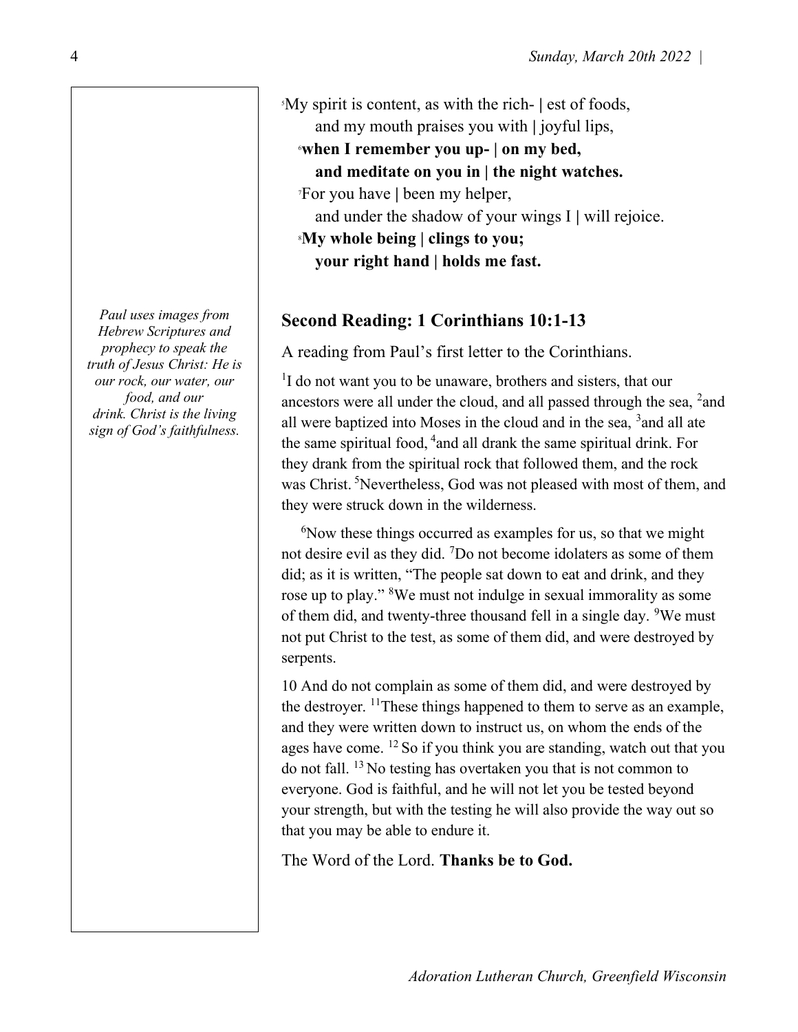[5]My spirit is content, as with the rich- | est of foods,
  and my mouth praises you with | joyful lips,

**[6]when I remember you up- | on my bed,**
  **and meditate on you in | the night watches.**

[7]For you have | been my helper,
  and under the shadow of your wings I | will rejoice.

**[8]My whole being | clings to you;**
  **your right hand | holds me fast.**

*Paul uses images from Hebrew Scriptures and prophecy to speak the truth of Jesus Christ: He is our rock, our water, our food, and our drink. Christ is the living sign of God's faithfulness.*

## Second Reading: 1 Corinthians 10:1-13

A reading from Paul's first letter to the Corinthians.

[1]I do not want you to be unaware, brothers and sisters, that our ancestors were all under the cloud, and all passed through the sea, [2]and all were baptized into Moses in the cloud and in the sea, [3]and all ate the same spiritual food, [4]and all drank the same spiritual drink. For they drank from the spiritual rock that followed them, and the rock was Christ. [5]Nevertheless, God was not pleased with most of them, and they were struck down in the wilderness.

[6]Now these things occurred as examples for us, so that we might not desire evil as they did. [7]Do not become idolaters as some of them did; as it is written, "The people sat down to eat and drink, and they rose up to play." [8]We must not indulge in sexual immorality as some of them did, and twenty-three thousand fell in a single day. [9]We must not put Christ to the test, as some of them did, and were destroyed by serpents.

10 And do not complain as some of them did, and were destroyed by the destroyer. [11]These things happened to them to serve as an example, and they were written down to instruct us, on whom the ends of the ages have come. [12] So if you think you are standing, watch out that you do not fall. [13] No testing has overtaken you that is not common to everyone. God is faithful, and he will not let you be tested beyond your strength, but with the testing he will also provide the way out so that you may be able to endure it.

The Word of the Lord. **Thanks be to God.**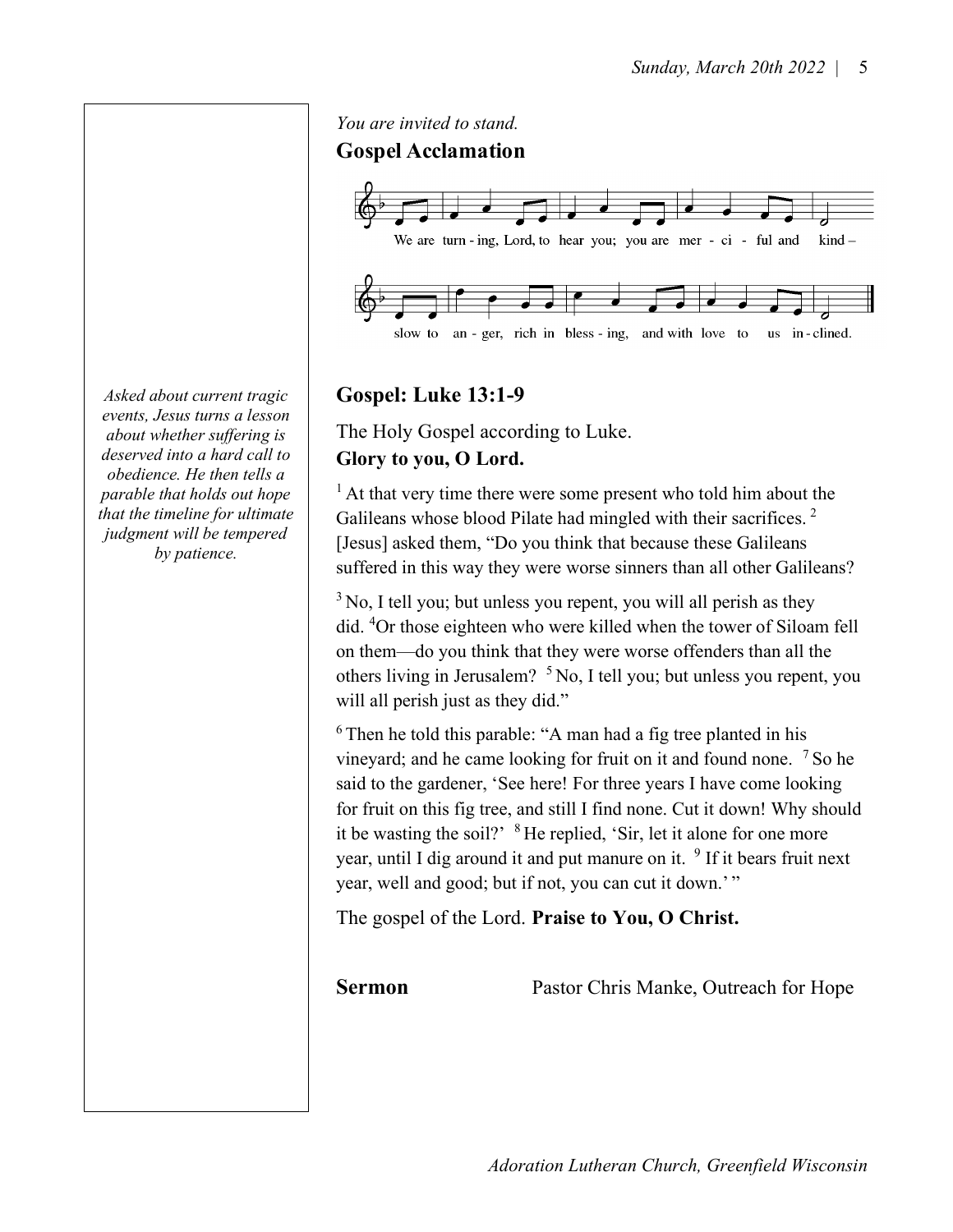*You are invited to stand.*

## Gospel Acclamation

We are turn - ing, Lord, to hear you; you are mer - ci - ful and kind – slow to an - ger, rich in bless - ing, and with love to us in - clined.

*Asked about current tragic events, Jesus turns a lesson about whether suffering is deserved into a hard call to obedience. He then tells a parable that holds out hope that the timeline for ultimate judgment will be tempered by patience.*

## Gospel: Luke 13:1-9

The Holy Gospel according to Luke.
**Glory to you, O Lord.**

[1] At that very time there were some present who told him about the Galileans whose blood Pilate had mingled with their sacrifices. [2] [Jesus] asked them, "Do you think that because these Galileans suffered in this way they were worse sinners than all other Galileans?

[3] No, I tell you; but unless you repent, you will all perish as they did. [4] Or those eighteen who were killed when the tower of Siloam fell on them—do you think that they were worse offenders than all the others living in Jerusalem? [5] No, I tell you; but unless you repent, you will all perish just as they did."

[6] Then he told this parable: "A man had a fig tree planted in his vineyard; and he came looking for fruit on it and found none. [7] So he said to the gardener, 'See here! For three years I have come looking for fruit on this fig tree, and still I find none. Cut it down! Why should it be wasting the soil?' [8] He replied, 'Sir, let it alone for one more year, until I dig around it and put manure on it. [9] If it bears fruit next year, well and good; but if not, you can cut it down.' "

The gospel of the Lord. **Praise to You, O Christ.**

**Sermon** Pastor Chris Manke, Outreach for Hope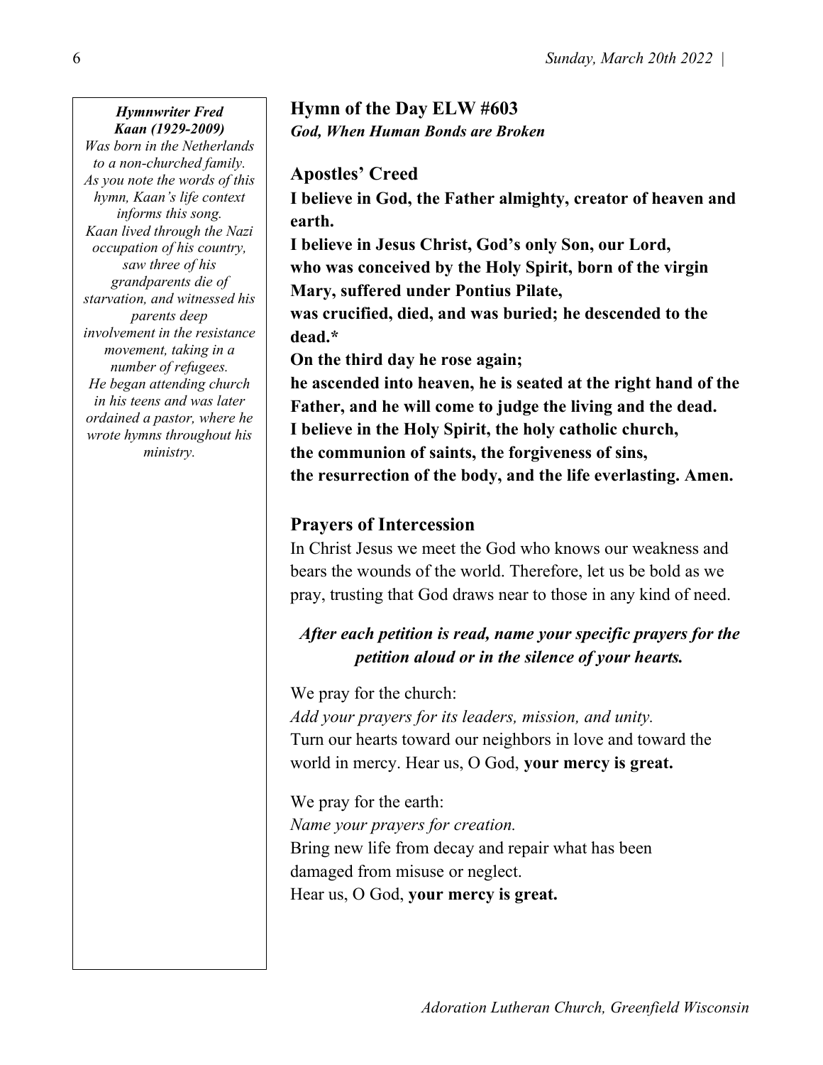***Hymnwriter Fred Kaan (1929-2009)***

*Was born in the Netherlands to a non-churched family. As you note the words of this hymn, Kaan's life context informs this song. Kaan lived through the Nazi occupation of his country, saw three of his grandparents die of starvation, and witnessed his parents deep involvement in the resistance movement, taking in a number of refugees. He began attending church in his teens and was later ordained a pastor, where he wrote hymns throughout his ministry.*

## Hymn of the Day ELW #603

***God, When Human Bonds are Broken***

## Apostles' Creed

**I believe in God, the Father almighty, creator of heaven and earth.**
**I believe in Jesus Christ, God's only Son, our Lord,**
**who was conceived by the Holy Spirit, born of the virgin Mary, suffered under Pontius Pilate,**
**was crucified, died, and was buried; he descended to the dead.***
**On the third day he rose again;**
**he ascended into heaven, he is seated at the right hand of the Father, and he will come to judge the living and the dead.**
**I believe in the Holy Spirit, the holy catholic church,**
**the communion of saints, the forgiveness of sins,**
**the resurrection of the body, and the life everlasting. Amen.**

## Prayers of Intercession

In Christ Jesus we meet the God who knows our weakness and bears the wounds of the world. Therefore, let us be bold as we pray, trusting that God draws near to those in any kind of need.

***After each petition is read, name your specific prayers for the petition aloud or in the silence of your hearts.***

We pray for the church:
*Add your prayers for its leaders, mission, and unity.*
Turn our hearts toward our neighbors in love and toward the world in mercy. Hear us, O God, **your mercy is great.**

We pray for the earth:
*Name your prayers for creation.*
Bring new life from decay and repair what has been damaged from misuse or neglect.
Hear us, O God, **your mercy is great.**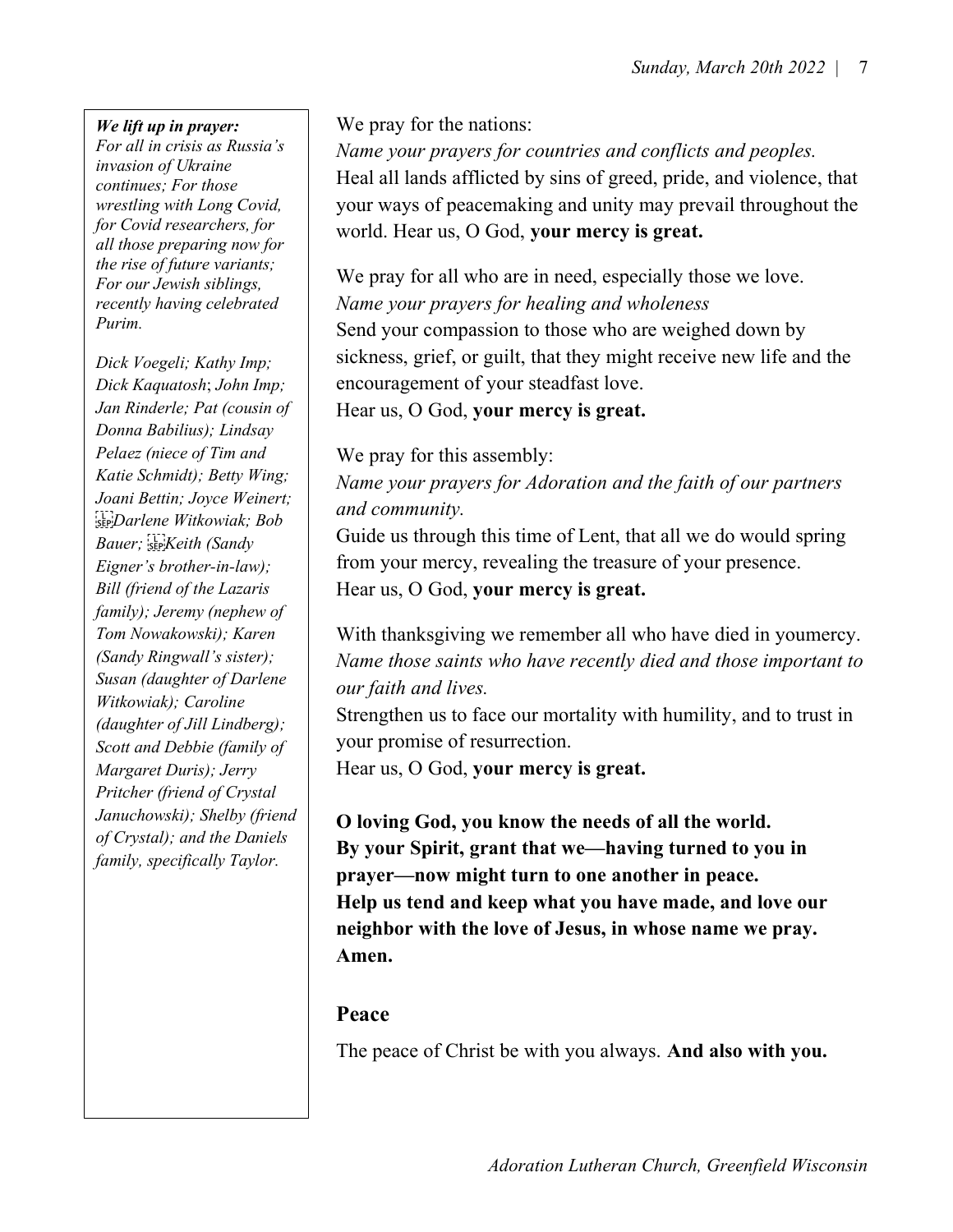***We lift up in prayer:***
*For all in crisis as Russia's invasion of Ukraine continues; For those wrestling with Long Covid, for Covid researchers, for all those preparing now for the rise of future variants; For our Jewish siblings, recently having celebrated Purim.*

*Dick Voegeli; Kathy Imp; Dick Kaquatosh; John Imp; Jan Rinderle; Pat (cousin of Donna Babilius); Lindsay Pelaez (niece of Tim and Katie Schmidt); Betty Wing; Joani Bettin; Joyce Weinert; Darlene Witkowiak; Bob Bauer; Keith (Sandy Eigner's brother-in-law); Bill (friend of the Lazaris family); Jeremy (nephew of Tom Nowakowski); Karen (Sandy Ringwall's sister); Susan (daughter of Darlene Witkowiak); Caroline (daughter of Jill Lindberg); Scott and Debbie (family of Margaret Duris); Jerry Pritcher (friend of Crystal Januchowski); Shelby (friend of Crystal); and the Daniels family, specifically Taylor.*

We pray for the nations:
*Name your prayers for countries and conflicts and peoples.*
Heal all lands afflicted by sins of greed, pride, and violence, that your ways of peacemaking and unity may prevail throughout the world. Hear us, O God, **your mercy is great.**

We pray for all who are in need, especially those we love.
*Name your prayers for healing and wholeness*
Send your compassion to those who are weighed down by sickness, grief, or guilt, that they might receive new life and the encouragement of your steadfast love.
Hear us, O God, **your mercy is great.**

We pray for this assembly:
*Name your prayers for Adoration and the faith of our partners and community.*
Guide us through this time of Lent, that all we do would spring from your mercy, revealing the treasure of your presence.
Hear us, O God, **your mercy is great.**

With thanksgiving we remember all who have died in youmercy.
*Name those saints who have recently died and those important to our faith and lives.*
Strengthen us to face our mortality with humility, and to trust in your promise of resurrection.
Hear us, O God, **your mercy is great.**

**O loving God, you know the needs of all the world. By your Spirit, grant that we—having turned to you in prayer—now might turn to one another in peace. Help us tend and keep what you have made, and love our neighbor with the love of Jesus, in whose name we pray. Amen.**

## Peace

The peace of Christ be with you always. **And also with you.**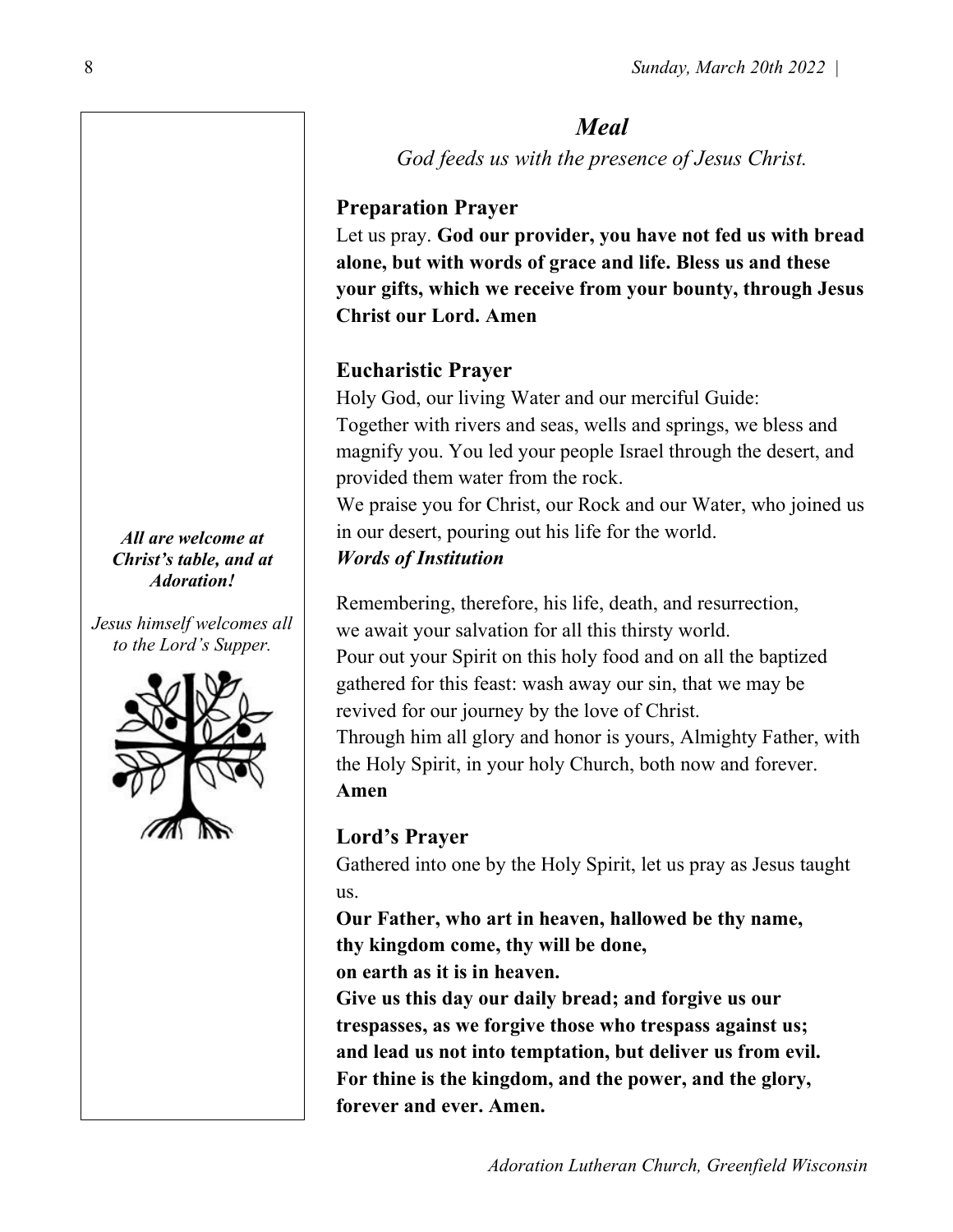## *Meal*

*God feeds us with the presence of Jesus Christ.*

### Preparation Prayer

Let us pray. **God our provider, you have not fed us with bread alone, but with words of grace and life. Bless us and these your gifts, which we receive from your bounty, through Jesus Christ our Lord. Amen**

### Eucharistic Prayer

Holy God, our living Water and our merciful Guide:
Together with rivers and seas, wells and springs, we bless and magnify you. You led your people Israel through the desert, and provided them water from the rock.
We praise you for Christ, our Rock and our Water, who joined us in our desert, pouring out his life for the world.
***Words of Institution***

Remembering, therefore, his life, death, and resurrection,
we await your salvation for all this thirsty world.
Pour out your Spirit on this holy food and on all the baptized gathered for this feast: wash away our sin, that we may be revived for our journey by the love of Christ.
Through him all glory and honor is yours, Almighty Father, with the Holy Spirit, in your holy Church, both now and forever.
**Amen**

### Lord's Prayer

Gathered into one by the Holy Spirit, let us pray as Jesus taught us.

**Our Father, who art in heaven, hallowed be thy name,
thy kingdom come, thy will be done,
on earth as it is in heaven.
Give us this day our daily bread; and forgive us our trespasses, as we forgive those who trespass against us;
and lead us not into temptation, but deliver us from evil.
For thine is the kingdom, and the power, and the glory,
forever and ever. Amen.**

***All are welcome at Christ's table, and at Adoration!***

*Jesus himself welcomes all to the Lord's Supper.*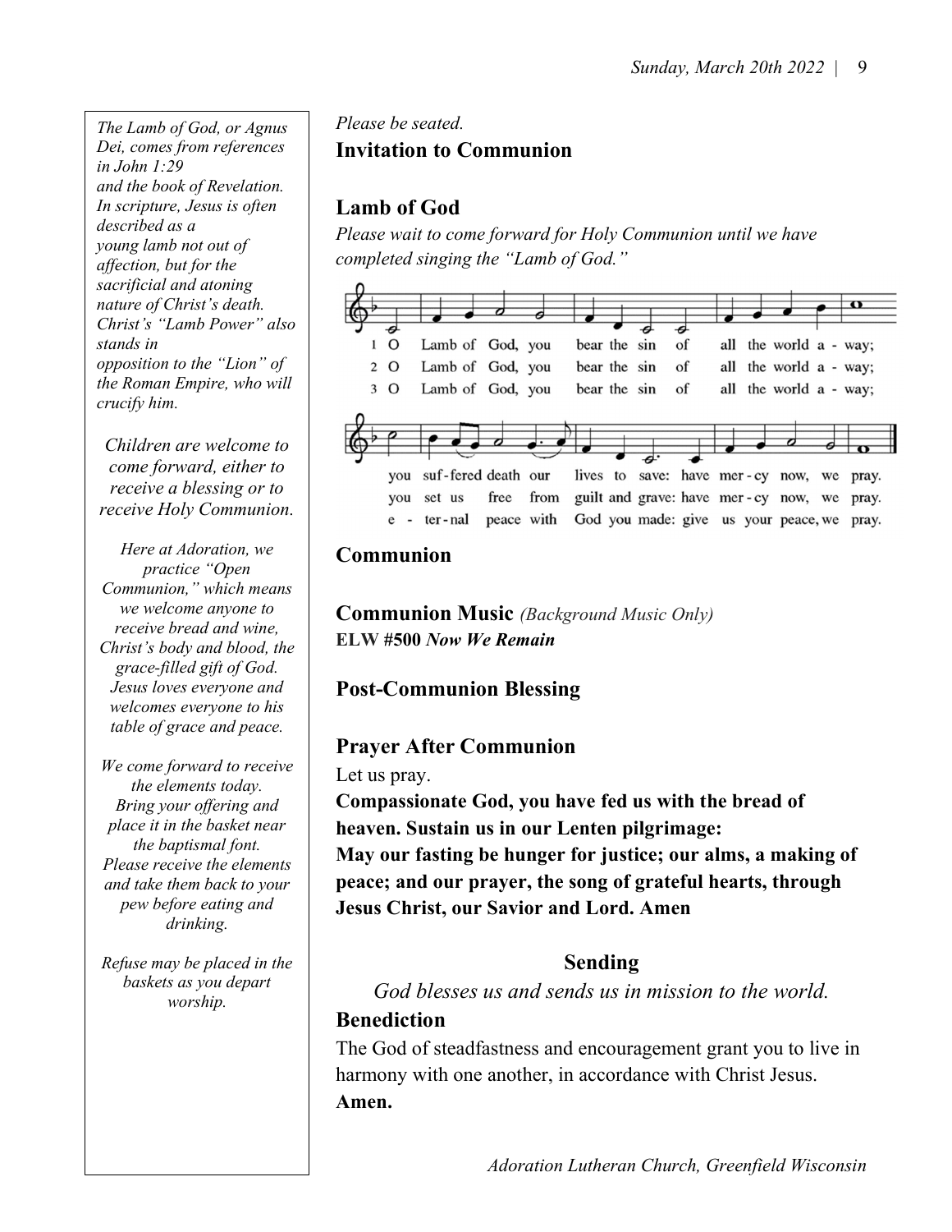*The Lamb of God, or Agnus Dei, comes from references in John 1:29 and the book of Revelation. In scripture, Jesus is often described as a young lamb not out of affection, but for the sacrificial and atoning nature of Christ's death. Christ's "Lamb Power" also stands in opposition to the "Lion" of the Roman Empire, who will crucify him.*

*Children are welcome to come forward, either to receive a blessing or to receive Holy Communion.*

*Here at Adoration, we practice "Open Communion," which means we welcome anyone to receive bread and wine, Christ's body and blood, the grace-filled gift of God. Jesus loves everyone and welcomes everyone to his table of grace and peace.*

*We come forward to receive the elements today. Bring your offering and place it in the basket near the baptismal font. Please receive the elements and take them back to your pew before eating and drinking.*

*Refuse may be placed in the baskets as you depart worship.*

*Please be seated.*

**Invitation to Communion**

## Lamb of God

*Please wait to come forward for Holy Communion until we have completed singing the "Lamb of God."*

1 O Lamb of God, you bear the sin of all the world a - way; you suf-fered death our lives to save: have mer - cy now, we pray.

2 O Lamb of God, you bear the sin of all the world a - way; you set us free from guilt and grave: have mer - cy now, we pray.

3 O Lamb of God, you bear the sin of all the world a - way; e - ter-nal peace with God you made: give us your peace, we pray.

## Communion

**Communion Music** *(Background Music Only)*
**ELW #500 *Now We Remain***

## Post-Communion Blessing

## Prayer After Communion

Let us pray.

**Compassionate God, you have fed us with the bread of heaven. Sustain us in our Lenten pilgrimage: May our fasting be hunger for justice; our alms, a making of peace; and our prayer, the song of grateful hearts, through Jesus Christ, our Savior and Lord. Amen**

# Sending

*God blesses us and sends us in mission to the world.*

## Benediction

The God of steadfastness and encouragement grant you to live in harmony with one another, in accordance with Christ Jesus.
**Amen.**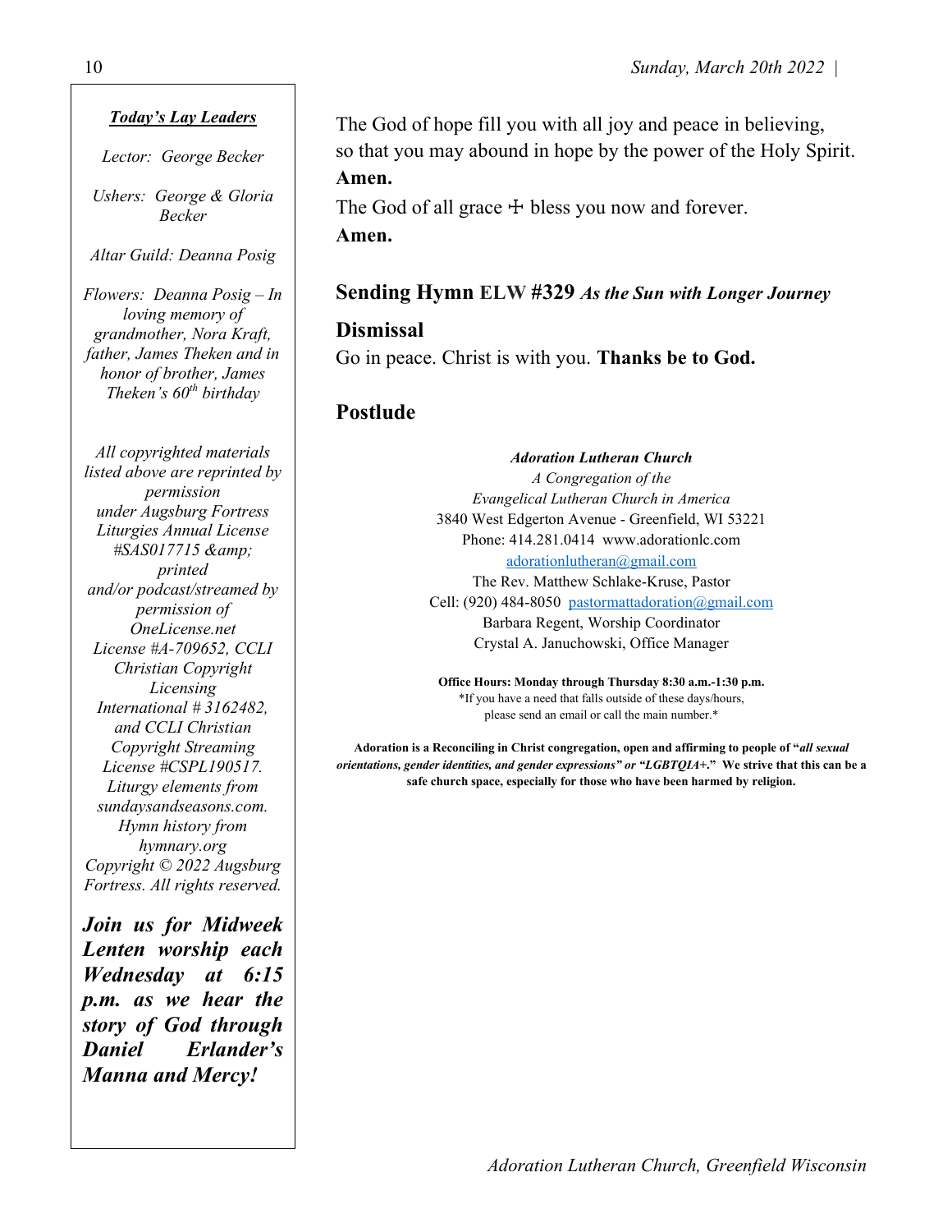***Today's Lay Leaders***

*Lector: George Becker*

*Ushers: George & Gloria Becker*

*Altar Guild: Deanna Posig*

*Flowers: Deanna Posig – In loving memory of grandmother, Nora Kraft, father, James Theken and in honor of brother, James Theken's 60th birthday*

*All copyrighted materials listed above are reprinted by permission under Augsburg Fortress Liturgies Annual License #SAS017715 &amp; printed and/or podcast/streamed by permission of OneLicense.net License #A-709652, CCLI Christian Copyright Licensing International # 3162482, and CCLI Christian Copyright Streaming License #CSPL190517. Liturgy elements from sundaysandseasons.com. Hymn history from hymnary.org Copyright © 2022 Augsburg Fortress. All rights reserved.*

***Join us for Midweek Lenten worship each Wednesday at 6:15 p.m. as we hear the story of God through Daniel Erlander's Manna and Mercy!***

The God of hope fill you with all joy and peace in believing,
so that you may abound in hope by the power of the Holy Spirit.
**Amen.**
The God of all grace ☩ bless you now and forever.
**Amen.**

## Sending Hymn ELW #329 *As the Sun with Longer Journey*

## Dismissal

Go in peace. Christ is with you. **Thanks be to God.**

## Postlude

***Adoration Lutheran Church***
*A Congregation of the*
*Evangelical Lutheran Church in America*
3840 West Edgerton Avenue - Greenfield, WI 53221
Phone: 414.281.0414 www.adorationlc.com
adorationlutheran@gmail.com
The Rev. Matthew Schlake-Kruse, Pastor
Cell: (920) 484-8050 pastormattadoration@gmail.com
Barbara Regent, Worship Coordinator
Crystal A. Januchowski, Office Manager

**Office Hours: Monday through Thursday 8:30 a.m.-1:30 p.m.**
*If you have a need that falls outside of these days/hours, please send an email or call the main number.*

**Adoration is a Reconciling in Christ congregation, open and affirming to people of "*all sexual orientations, gender identities, and gender expressions" or "LGBTQIA+*." We strive that this can be a safe church space, especially for those who have been harmed by religion.**